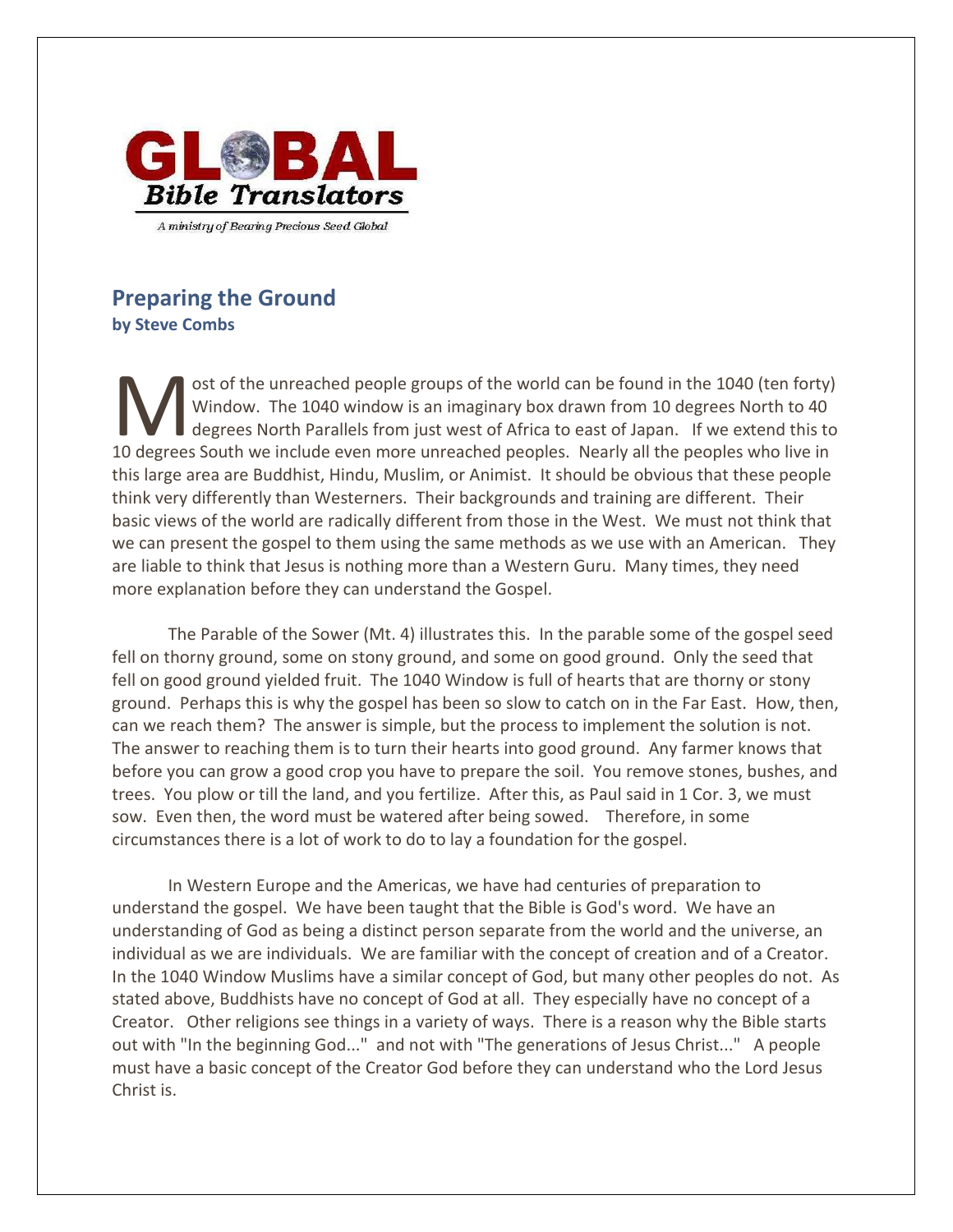GLOBAL *Bible Translators*

*A ministry of Bearing Precious Seed Global*

## Preparing the Ground

**by Steve Combs**

Most of the unreached people groups of the world can be found in the 1040 (ten forty) Window. The 1040 window is an imaginary box drawn from 10 degrees North to 40 degrees North Parallels from just west of Africa to east of Japan. If we extend this to 10 degrees South we include even more unreached peoples. Nearly all the peoples who live in this large area are Buddhist, Hindu, Muslim, or Animist. It should be obvious that these people think very differently than Westerners. Their backgrounds and training are different. Their basic views of the world are radically different from those in the West. We must not think that we can present the gospel to them using the same methods as we use with an American. They are liable to think that Jesus is nothing more than a Western Guru. Many times, they need more explanation before they can understand the Gospel.

The Parable of the Sower (Mt. 4) illustrates this. In the parable some of the gospel seed fell on thorny ground, some on stony ground, and some on good ground. Only the seed that fell on good ground yielded fruit. The 1040 Window is full of hearts that are thorny or stony ground. Perhaps this is why the gospel has been so slow to catch on in the Far East. How, then, can we reach them? The answer is simple, but the process to implement the solution is not. The answer to reaching them is to turn their hearts into good ground. Any farmer knows that before you can grow a good crop you have to prepare the soil. You remove stones, bushes, and trees. You plow or till the land, and you fertilize. After this, as Paul said in 1 Cor. 3, we must sow. Even then, the word must be watered after being sowed. Therefore, in some circumstances there is a lot of work to do to lay a foundation for the gospel.

In Western Europe and the Americas, we have had centuries of preparation to understand the gospel. We have been taught that the Bible is God's word. We have an understanding of God as being a distinct person separate from the world and the universe, an individual as we are individuals. We are familiar with the concept of creation and of a Creator. In the 1040 Window Muslims have a similar concept of God, but many other peoples do not. As stated above, Buddhists have no concept of God at all. They especially have no concept of a Creator. Other religions see things in a variety of ways. There is a reason why the Bible starts out with "In the beginning God..." and not with "The generations of Jesus Christ..." A people must have a basic concept of the Creator God before they can understand who the Lord Jesus Christ is.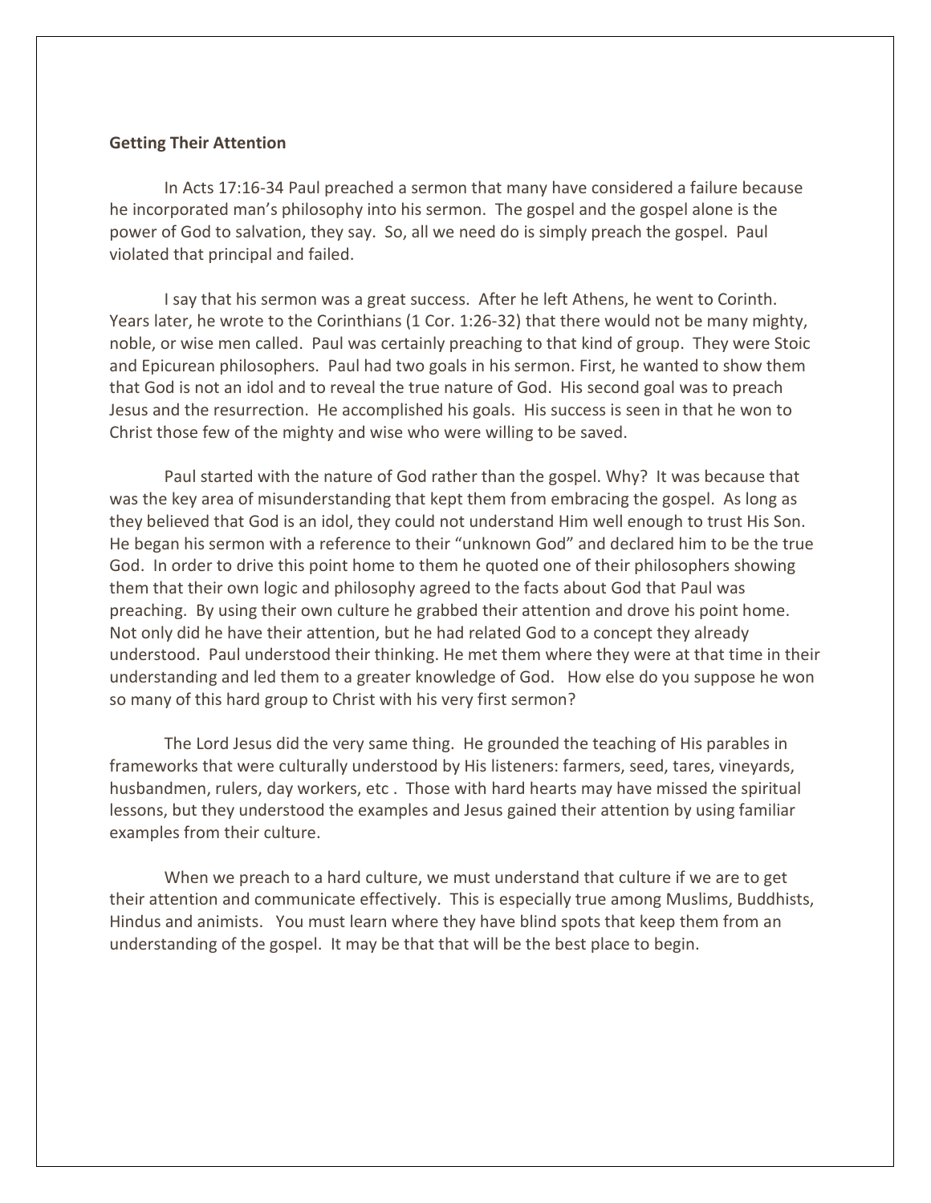**Getting Their Attention**

In Acts 17:16-34 Paul preached a sermon that many have considered a failure because he incorporated man's philosophy into his sermon. The gospel and the gospel alone is the power of God to salvation, they say. So, all we need do is simply preach the gospel. Paul violated that principal and failed.

I say that his sermon was a great success. After he left Athens, he went to Corinth. Years later, he wrote to the Corinthians (1 Cor. 1:26-32) that there would not be many mighty, noble, or wise men called. Paul was certainly preaching to that kind of group. They were Stoic and Epicurean philosophers. Paul had two goals in his sermon. First, he wanted to show them that God is not an idol and to reveal the true nature of God. His second goal was to preach Jesus and the resurrection. He accomplished his goals. His success is seen in that he won to Christ those few of the mighty and wise who were willing to be saved.

Paul started with the nature of God rather than the gospel. Why? It was because that was the key area of misunderstanding that kept them from embracing the gospel. As long as they believed that God is an idol, they could not understand Him well enough to trust His Son. He began his sermon with a reference to their "unknown God" and declared him to be the true God. In order to drive this point home to them he quoted one of their philosophers showing them that their own logic and philosophy agreed to the facts about God that Paul was preaching. By using their own culture he grabbed their attention and drove his point home. Not only did he have their attention, but he had related God to a concept they already understood. Paul understood their thinking. He met them where they were at that time in their understanding and led them to a greater knowledge of God. How else do you suppose he won so many of this hard group to Christ with his very first sermon?

The Lord Jesus did the very same thing. He grounded the teaching of His parables in frameworks that were culturally understood by His listeners: farmers, seed, tares, vineyards, husbandmen, rulers, day workers, etc . Those with hard hearts may have missed the spiritual lessons, but they understood the examples and Jesus gained their attention by using familiar examples from their culture.

When we preach to a hard culture, we must understand that culture if we are to get their attention and communicate effectively. This is especially true among Muslims, Buddhists, Hindus and animists. You must learn where they have blind spots that keep them from an understanding of the gospel. It may be that that will be the best place to begin.